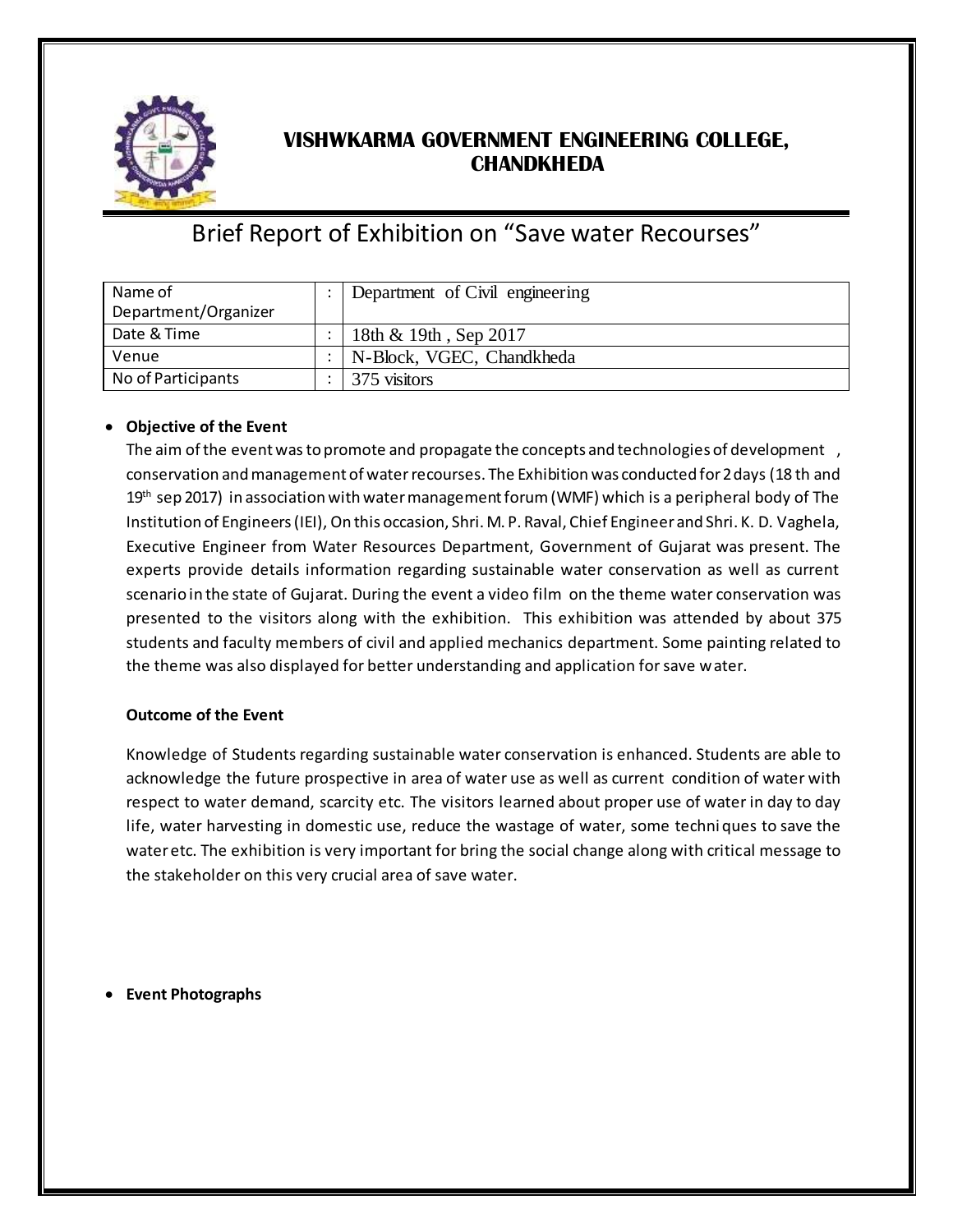# VISHWKARMA GOVERNMENT ENGINEERING COLLEGE, CHANDKHEDA

## Brief Report of Exhibition on "Save water Recourses"

| | | |
|---|---|---|
| Name of Department/Organizer | : | Department of Civil engineering |
| Date & Time | : | 18th & 19th , Sep 2017 |
| Venue | : | N-Block, VGEC, Chandkheda |
| No of Participants | : | 375 visitors |

- **Objective of the Event**

  The aim of the event was to promote and propagate the concepts and technologies of development , conservation and management of water recourses. The Exhibition was conducted for 2 days (18 th and 19th sep 2017) in association with water management forum (WMF) which is a peripheral body of The Institution of Engineers (IEI), On this occasion, Shri. M. P. Raval, Chief Engineer and Shri. K. D. Vaghela, Executive Engineer from Water Resources Department, Government of Gujarat was present. The experts provide details information regarding sustainable water conservation as well as current scenario in the state of Gujarat. During the event a video film on the theme water conservation was presented to the visitors along with the exhibition. This exhibition was attended by about 375 students and faculty members of civil and applied mechanics department. Some painting related to the theme was also displayed for better understanding and application for save water.

  **Outcome of the Event**

  Knowledge of Students regarding sustainable water conservation is enhanced. Students are able to acknowledge the future prospective in area of water use as well as current condition of water with respect to water demand, scarcity etc. The visitors learned about proper use of water in day to day life, water harvesting in domestic use, reduce the wastage of water, some techniques to save the water etc. The exhibition is very important for bring the social change along with critical message to the stakeholder on this very crucial area of save water.

- **Event Photographs**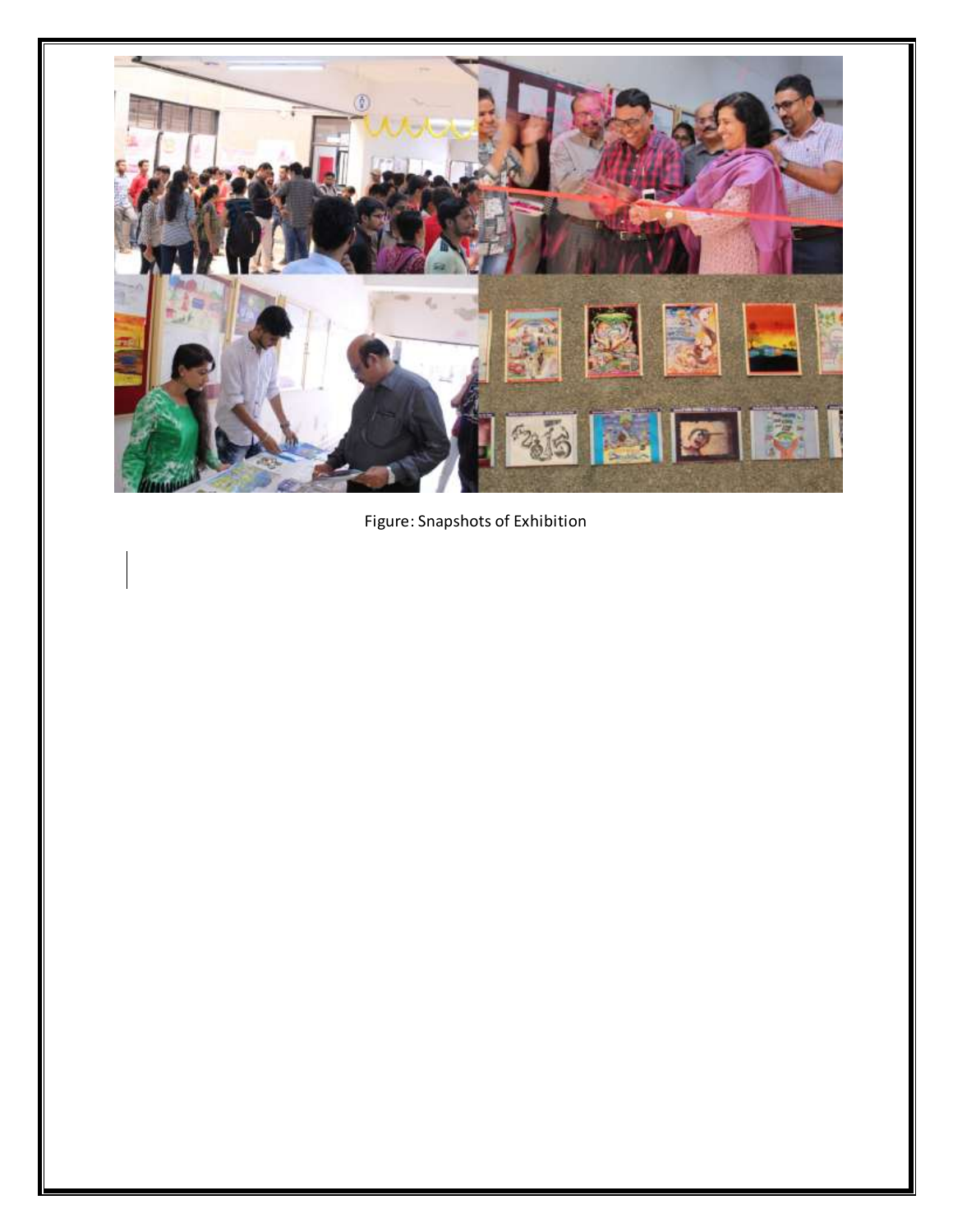Figure: Snapshots of Exhibition